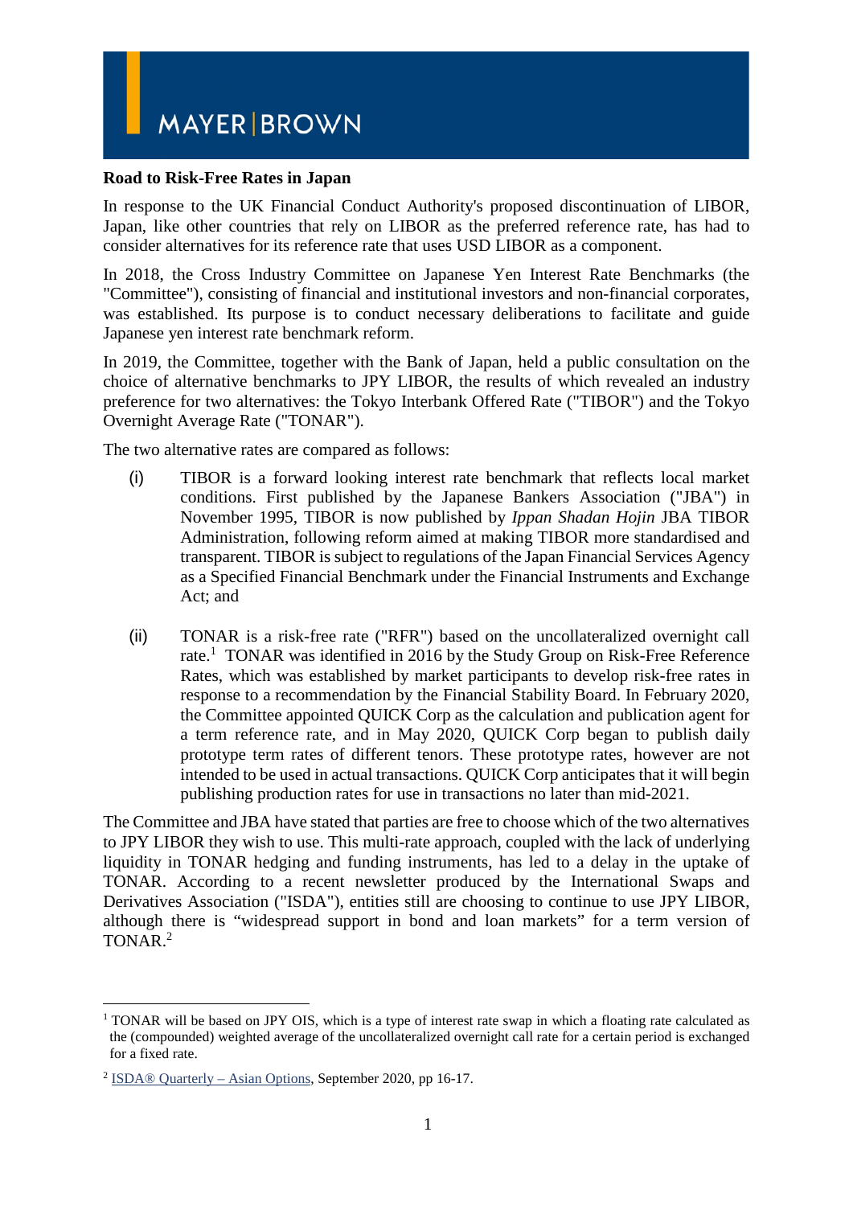MAYER | BROWN

**Road to Risk-Free Rates in Japan**

In response to the UK Financial Conduct Authority's proposed discontinuation of LIBOR, Japan, like other countries that rely on LIBOR as the preferred reference rate, has had to consider alternatives for its reference rate that uses USD LIBOR as a component.

In 2018, the Cross Industry Committee on Japanese Yen Interest Rate Benchmarks (the "Committee"), consisting of financial and institutional investors and non-financial corporates, was established. Its purpose is to conduct necessary deliberations to facilitate and guide Japanese yen interest rate benchmark reform.

In 2019, the Committee, together with the Bank of Japan, held a public consultation on the choice of alternative benchmarks to JPY LIBOR, the results of which revealed an industry preference for two alternatives: the Tokyo Interbank Offered Rate ("TIBOR") and the Tokyo Overnight Average Rate ("TONAR").

The two alternative rates are compared as follows:

(i) TIBOR is a forward looking interest rate benchmark that reflects local market conditions. First published by the Japanese Bankers Association ("JBA") in November 1995, TIBOR is now published by *Ippan Shadan Hojin* JBA TIBOR Administration, following reform aimed at making TIBOR more standardised and transparent. TIBOR is subject to regulations of the Japan Financial Services Agency as a Specified Financial Benchmark under the Financial Instruments and Exchange Act; and

(ii) TONAR is a risk-free rate ("RFR") based on the uncollateralized overnight call rate.[1] TONAR was identified in 2016 by the Study Group on Risk-Free Reference Rates, which was established by market participants to develop risk-free rates in response to a recommendation by the Financial Stability Board. In February 2020, the Committee appointed QUICK Corp as the calculation and publication agent for a term reference rate, and in May 2020, QUICK Corp began to publish daily prototype term rates of different tenors. These prototype rates, however are not intended to be used in actual transactions. QUICK Corp anticipates that it will begin publishing production rates for use in transactions no later than mid-2021.

The Committee and JBA have stated that parties are free to choose which of the two alternatives to JPY LIBOR they wish to use. This multi-rate approach, coupled with the lack of underlying liquidity in TONAR hedging and funding instruments, has led to a delay in the uptake of TONAR. According to a recent newsletter produced by the International Swaps and Derivatives Association ("ISDA"), entities still are choosing to continue to use JPY LIBOR, although there is "widespread support in bond and loan markets" for a term version of TONAR.[2]

---

[1] TONAR will be based on JPY OIS, which is a type of interest rate swap in which a floating rate calculated as the (compounded) weighted average of the uncollateralized overnight call rate for a certain period is exchanged for a fixed rate.

[2] ISDA® Quarterly – Asian Options, September 2020, pp 16-17.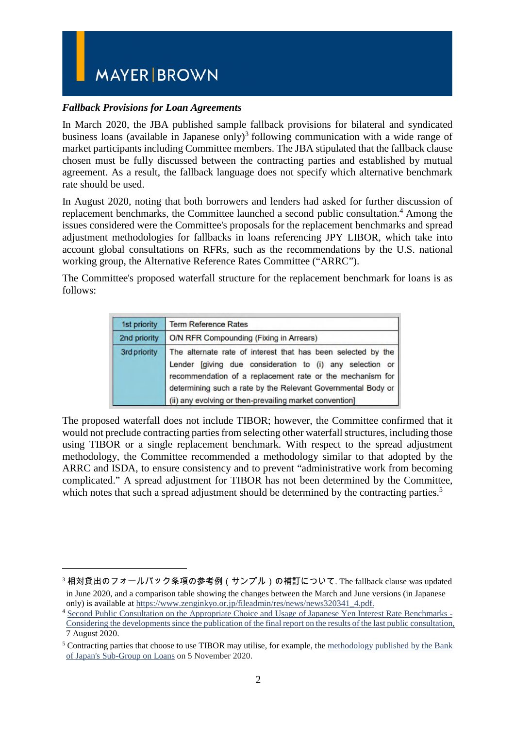*__Fallback Provisions for Loan Agreements__*

In March 2020, the JBA published sample fallback provisions for bilateral and syndicated business loans (available in Japanese only)[3] following communication with a wide range of market participants including Committee members. The JBA stipulated that the fallback clause chosen must be fully discussed between the contracting parties and established by mutual agreement. As a result, the fallback language does not specify which alternative benchmark rate should be used.

In August 2020, noting that both borrowers and lenders had asked for further discussion of replacement benchmarks, the Committee launched a second public consultation.[4] Among the issues considered were the Committee's proposals for the replacement benchmarks and spread adjustment methodologies for fallbacks in loans referencing JPY LIBOR, which take into account global consultations on RFRs, such as the recommendations by the U.S. national working group, the Alternative Reference Rates Committee ("ARRC").

The Committee's proposed waterfall structure for the replacement benchmark for loans is as follows:

| | |
|---|---|
| 1st priority | Term Reference Rates |
| 2nd priority | O/N RFR Compounding (Fixing in Arrears) |
| 3rd priority | The alternate rate of interest that has been selected by the Lender [giving due consideration to (i) any selection or recommendation of a replacement rate or the mechanism for determining such a rate by the Relevant Governmental Body or (ii) any evolving or then-prevailing market convention] |

The proposed waterfall does not include TIBOR; however, the Committee confirmed that it would not preclude contracting parties from selecting other waterfall structures, including those using TIBOR or a single replacement benchmark. With respect to the spread adjustment methodology, the Committee recommended a methodology similar to that adopted by the ARRC and ISDA, to ensure consistency and to prevent "administrative work from becoming complicated." A spread adjustment for TIBOR has not been determined by the Committee, which notes that such a spread adjustment should be determined by the contracting parties.[5]

---

[3] 相対貸出のフォールバック条項の参考例（サンプル）の補訂について. The fallback clause was updated in June 2020, and a comparison table showing the changes between the March and June versions (in Japanese only) is available at https://www.zenginkyo.or.jp/fileadmin/res/news/news320341_4.pdf.

[4] Second Public Consultation on the Appropriate Choice and Usage of Japanese Yen Interest Rate Benchmarks - Considering the developments since the publication of the final report on the results of the last public consultation, 7 August 2020.

[5] Contracting parties that choose to use TIBOR may utilise, for example, the methodology published by the Bank of Japan's Sub-Group on Loans on 5 November 2020.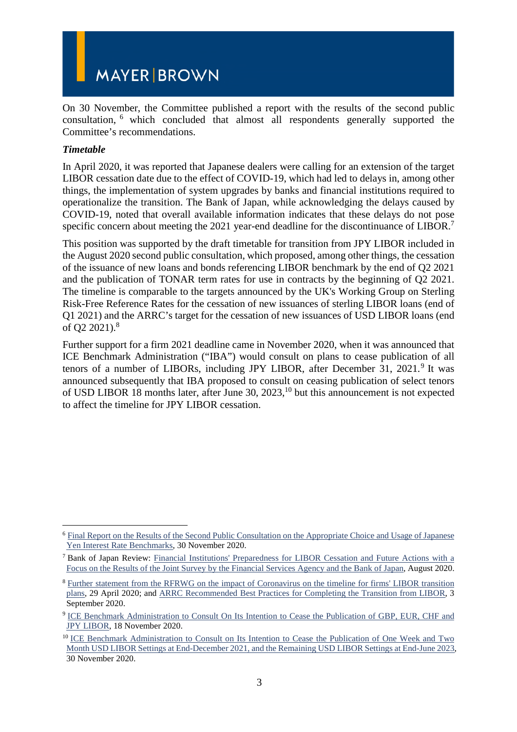On 30 November, the Committee published a report with the results of the second public consultation, [6] which concluded that almost all respondents generally supported the Committee's recommendations.

***Timetable***

In April 2020, it was reported that Japanese dealers were calling for an extension of the target LIBOR cessation date due to the effect of COVID-19, which had led to delays in, among other things, the implementation of system upgrades by banks and financial institutions required to operationalize the transition. The Bank of Japan, while acknowledging the delays caused by COVID-19, noted that overall available information indicates that these delays do not pose specific concern about meeting the 2021 year-end deadline for the discontinuance of LIBOR.[7]

This position was supported by the draft timetable for transition from JPY LIBOR included in the August 2020 second public consultation, which proposed, among other things, the cessation of the issuance of new loans and bonds referencing LIBOR benchmark by the end of Q2 2021 and the publication of TONAR term rates for use in contracts by the beginning of Q2 2021. The timeline is comparable to the targets announced by the UK's Working Group on Sterling Risk-Free Reference Rates for the cessation of new issuances of sterling LIBOR loans (end of Q1 2021) and the ARRC's target for the cessation of new issuances of USD LIBOR loans (end of Q2 2021).[8]

Further support for a firm 2021 deadline came in November 2020, when it was announced that ICE Benchmark Administration ("IBA") would consult on plans to cease publication of all tenors of a number of LIBORs, including JPY LIBOR, after December 31, 2021.[9] It was announced subsequently that IBA proposed to consult on ceasing publication of select tenors of USD LIBOR 18 months later, after June 30, 2023,[10] but this announcement is not expected to affect the timeline for JPY LIBOR cessation.

---

[6] Final Report on the Results of the Second Public Consultation on the Appropriate Choice and Usage of Japanese Yen Interest Rate Benchmarks, 30 November 2020.

[7] Bank of Japan Review: Financial Institutions' Preparedness for LIBOR Cessation and Future Actions with a Focus on the Results of the Joint Survey by the Financial Services Agency and the Bank of Japan, August 2020.

[8] Further statement from the RFRWG on the impact of Coronavirus on the timeline for firms' LIBOR transition plans, 29 April 2020; and ARRC Recommended Best Practices for Completing the Transition from LIBOR, 3 September 2020.

[9] ICE Benchmark Administration to Consult On Its Intention to Cease the Publication of GBP, EUR, CHF and JPY LIBOR, 18 November 2020.

[10] ICE Benchmark Administration to Consult on Its Intention to Cease the Publication of One Week and Two Month USD LIBOR Settings at End-December 2021, and the Remaining USD LIBOR Settings at End-June 2023, 30 November 2020.